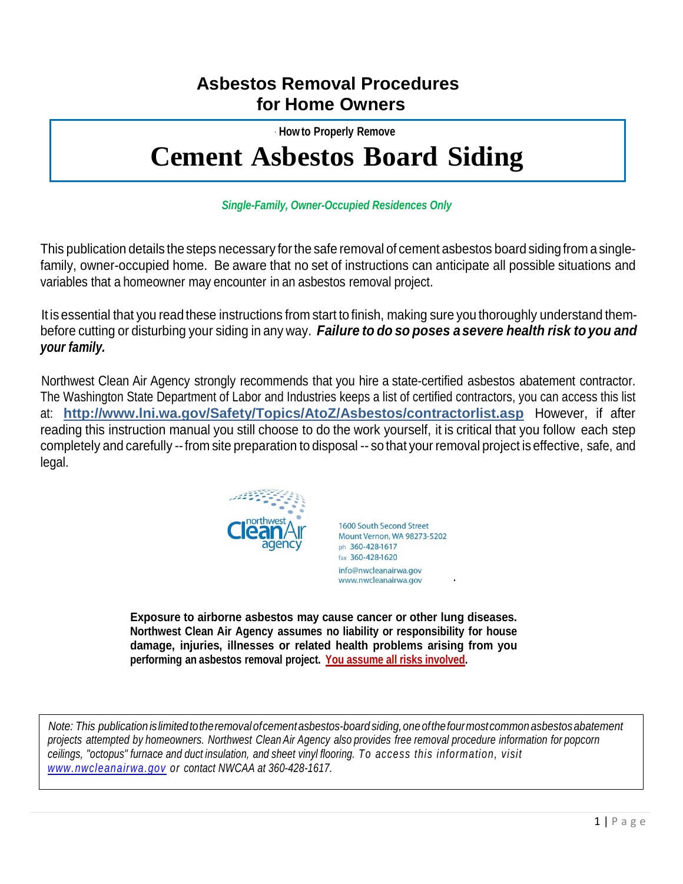# Asbestos Removal Procedures for Home Owners

**How to Properly Remove**

# Cement Asbestos Board Siding

***Single-Family, Owner-Occupied Residences Only***

This publication details the steps necessary for the safe removal of cement asbestos board siding from a single-family, owner-occupied home. Be aware that no set of instructions can anticipate all possible situations and variables that a homeowner may encounter in an asbestos removal project.

It is essential that you read these instructions from start to finish, making sure you thoroughly understand them-before cutting or disturbing your siding in any way. ***Failure to do so poses a severe health risk to you and your family.***

Northwest Clean Air Agency strongly recommends that you hire a state-certified asbestos abatement contractor. The Washington State Department of Labor and Industries keeps a list of certified contractors, you can access this list at: **http://www.lni.wa.gov/Safety/Topics/AtoZ/Asbestos/contractorlist.asp** However, if after reading this instruction manual you still choose to do the work yourself, it is critical that you follow each step completely and carefully -- from site preparation to disposal -- so that your removal project is effective, safe, and legal.

northwest Clean Air agency

1600 South Second Street
Mount Vernon, WA 98273-5202
ph 360-428-1617
fax 360-428-1620
info@nwcleanairwa.gov
www.nwcleanairwa.gov

**Exposure to airborne asbestos may cause cancer or other lung diseases. Northwest Clean Air Agency assumes no liability or responsibility for house damage, injuries, illnesses or related health problems arising from you performing an asbestos removal project. You assume all risks involved.**

*Note: This publication is limited to the removal of cement asbestos-board siding, one of the four most common asbestos abatement projects attempted by homeowners. Northwest Clean Air Agency also provides free removal procedure information for popcorn ceilings, "octopus" furnace and duct insulation, and sheet vinyl flooring. To access this information, visit www.nwcleanairwa.gov or contact NWCAA at 360-428-1617.*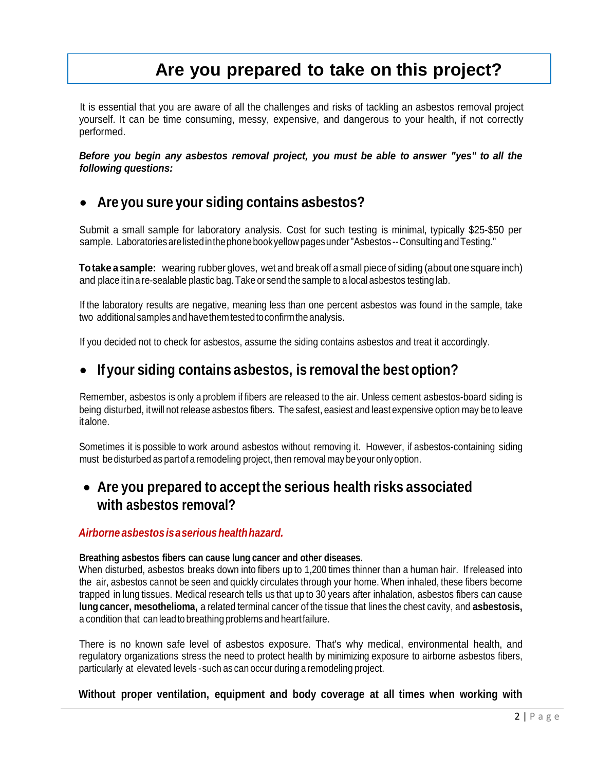# Are you prepared to take on this project?

It is essential that you are aware of all the challenges and risks of tackling an asbestos removal project yourself. It can be time consuming, messy, expensive, and dangerous to your health, if not correctly performed.

***Before you begin any asbestos removal project, you must be able to answer "yes" to all the following questions:***

## • Are you sure your siding contains asbestos?

Submit a small sample for laboratory analysis. Cost for such testing is minimal, typically $25-$50 per sample. Laboratories are listed in the phone book yellow pages under "Asbestos -- Consulting and Testing."

**To take a sample:** wearing rubber gloves, wet and break off a small piece of siding (about one square inch) and place it in a re-sealable plastic bag. Take or send the sample to a local asbestos testing lab.

If the laboratory results are negative, meaning less than one percent asbestos was found in the sample, take two additional samples and have them tested to confirm the analysis.

If you decided not to check for asbestos, assume the siding contains asbestos and treat it accordingly.

## • If your siding contains asbestos, is removal the best option?

Remember, asbestos is only a problem if fibers are released to the air. Unless cement asbestos-board siding is being disturbed, it will not release asbestos fibers. The safest, easiest and least expensive option may be to leave it alone.

Sometimes it is possible to work around asbestos without removing it. However, if asbestos-containing siding must be disturbed as part of a remodeling project, then removal may be your only option.

## • Are you prepared to accept the serious health risks associated with asbestos removal?

***Airborne asbestos is a serious health hazard.***

**Breathing asbestos fibers can cause lung cancer and other diseases.**
When disturbed, asbestos breaks down into fibers up to 1,200 times thinner than a human hair. If released into the air, asbestos cannot be seen and quickly circulates through your home. When inhaled, these fibers become trapped in lung tissues. Medical research tells us that up to 30 years after inhalation, asbestos fibers can cause **lung cancer, mesothelioma,** a related terminal cancer of the tissue that lines the chest cavity, and **asbestosis,** a condition that can lead to breathing problems and heart failure.

There is no known safe level of asbestos exposure. That's why medical, environmental health, and regulatory organizations stress the need to protect health by minimizing exposure to airborne asbestos fibers, particularly at elevated levels - such as can occur during a remodeling project.

**Without proper ventilation, equipment and body coverage at all times when working with**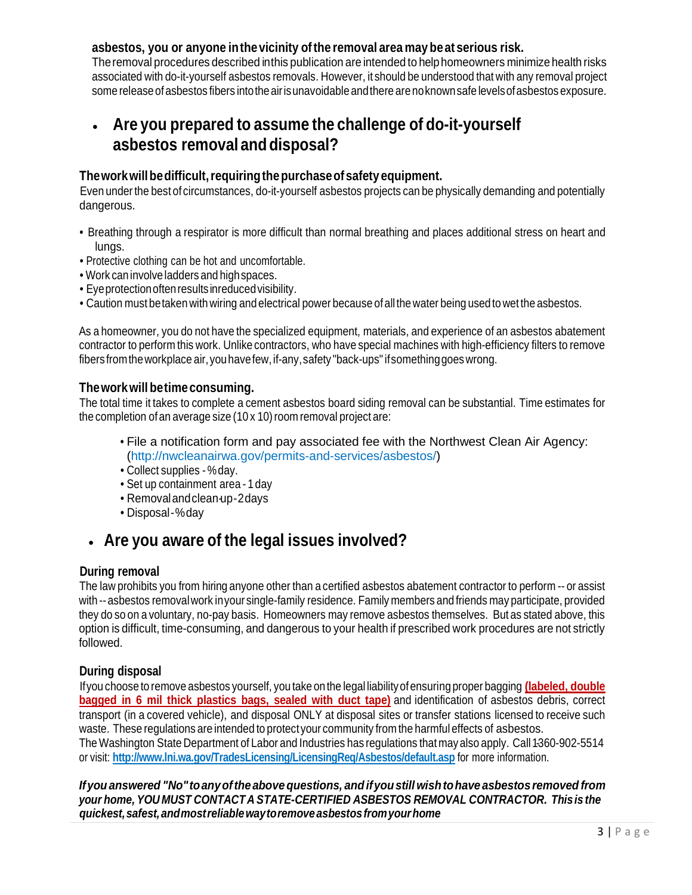**asbestos, you or anyone in the vicinity of the removal area may be at serious risk.**
The removal procedures described in this publication are intended to help homeowners minimize health risks associated with do-it-yourself asbestos removals. However, it should be understood that with any removal project some release of asbestos fibers into the air is unavoidable and there are no known safe levels of asbestos exposure.

- ## Are you prepared to assume the challenge of do-it-yourself asbestos removal and disposal?

### The work will be difficult, requiring the purchase of safety equipment.

Even under the best of circumstances, do-it-yourself asbestos projects can be physically demanding and potentially dangerous.

- Breathing through a respirator is more difficult than normal breathing and places additional stress on heart and lungs.
- Protective clothing can be hot and uncomfortable.
- Work can involve ladders and high spaces.
- Eye protection often results in reduced visibility.
- Caution must be taken with wiring and electrical power because of all the water being used to wet the asbestos.

As a homeowner, you do not have the specialized equipment, materials, and experience of an asbestos abatement contractor to perform this work. Unlike contractors, who have special machines with high-efficiency filters to remove fibers from the workplace air, you have few, if-any, safety "back-ups" if something goes wrong.

### The work will be time consuming.

The total time it takes to complete a cement asbestos board siding removal can be substantial. Time estimates for the completion of an average size (10 x 10) room removal project are:

- File a notification form and pay associated fee with the Northwest Clean Air Agency: (http://nwcleanairwa.gov/permits-and-services/asbestos/)
- Collect supplies - ½ day.
- Set up containment area - 1 day
- Removal and clean-up - 2 days
- Disposal - ½ day

- ## Are you aware of the legal issues involved?

### During removal

The law prohibits you from hiring anyone other than a certified asbestos abatement contractor to perform -- or assist with -- asbestos removal work in your single-family residence. Family members and friends may participate, provided they do so on a voluntary, no-pay basis. Homeowners may remove asbestos themselves. But as stated above, this option is difficult, time-consuming, and dangerous to your health if prescribed work procedures are not strictly followed.

### During disposal

If you choose to remove asbestos yourself, you take on the legal liability of ensuring proper bagging **(labeled, double bagged in 6 mil thick plastics bags, sealed with duct tape)** and identification of asbestos debris, correct transport (in a covered vehicle), and disposal ONLY at disposal sites or transfer stations licensed to receive such waste. These regulations are intended to protect your community from the harmful effects of asbestos.
The Washington State Department of Labor and Industries has regulations that may also apply. Call 1-360-902-5514 or visit: **http://www.lni.wa.gov/TradesLicensing/LicensingReq/Asbestos/default.asp** for more information.

***If you answered "No" to any of the above questions, and if you still wish to have asbestos removed from your home, YOU MUST CONTACT A STATE-CERTIFIED ASBESTOS REMOVAL CONTRACTOR. This is the quickest, safest, and most reliable way to remove asbestos from your home***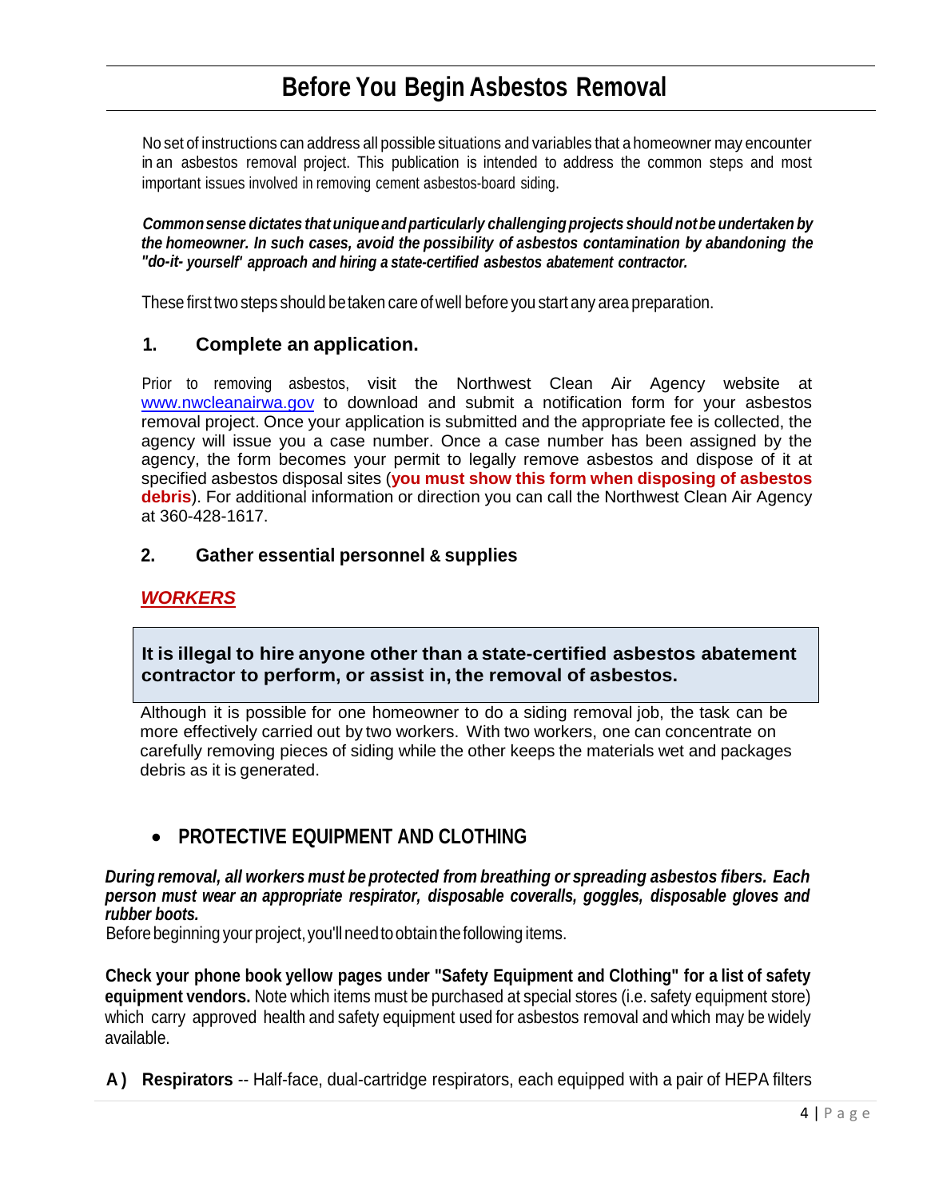# Before You Begin Asbestos Removal

No set of instructions can address all possible situations and variables that a homeowner may encounter in an asbestos removal project. This publication is intended to address the common steps and most important issues involved in removing cement asbestos-board siding.

***Common sense dictates that unique and particularly challenging projects should not be undertaken by the homeowner. In such cases, avoid the possibility of asbestos contamination by abandoning the "do-it- yourself' approach and hiring a state-certified asbestos abatement contractor.***

These first two steps should be taken care of well before you start any area preparation.

## 1. Complete an application.

Prior to removing asbestos, visit the Northwest Clean Air Agency website at www.nwcleanairwa.gov to download and submit a notification form for your asbestos removal project. Once your application is submitted and the appropriate fee is collected, the agency will issue you a case number. Once a case number has been assigned by the agency, the form becomes your permit to legally remove asbestos and dispose of it at specified asbestos disposal sites (**you must show this form when disposing of asbestos debris**). For additional information or direction you can call the Northwest Clean Air Agency at 360-428-1617.

## 2. Gather essential personnel & supplies

***WORKERS***

**It is illegal to hire anyone other than a state-certified asbestos abatement contractor to perform, or assist in, the removal of asbestos.**

Although it is possible for one homeowner to do a siding removal job, the task can be more effectively carried out by two workers. With two workers, one can concentrate on carefully removing pieces of siding while the other keeps the materials wet and packages debris as it is generated.

- **PROTECTIVE EQUIPMENT AND CLOTHING**

***During removal, all workers must be protected from breathing or spreading asbestos fibers. Each person must wear an appropriate respirator, disposable coveralls, goggles, disposable gloves and rubber boots.***

Before beginning your project, you'll need to obtain the following items.

**Check your phone book yellow pages under "Safety Equipment and Clothing" for a list of safety equipment vendors.** Note which items must be purchased at special stores (i.e. safety equipment store) which carry approved health and safety equipment used for asbestos removal and which may be widely available.

**A) Respirators** -- Half-face, dual-cartridge respirators, each equipped with a pair of HEPA filters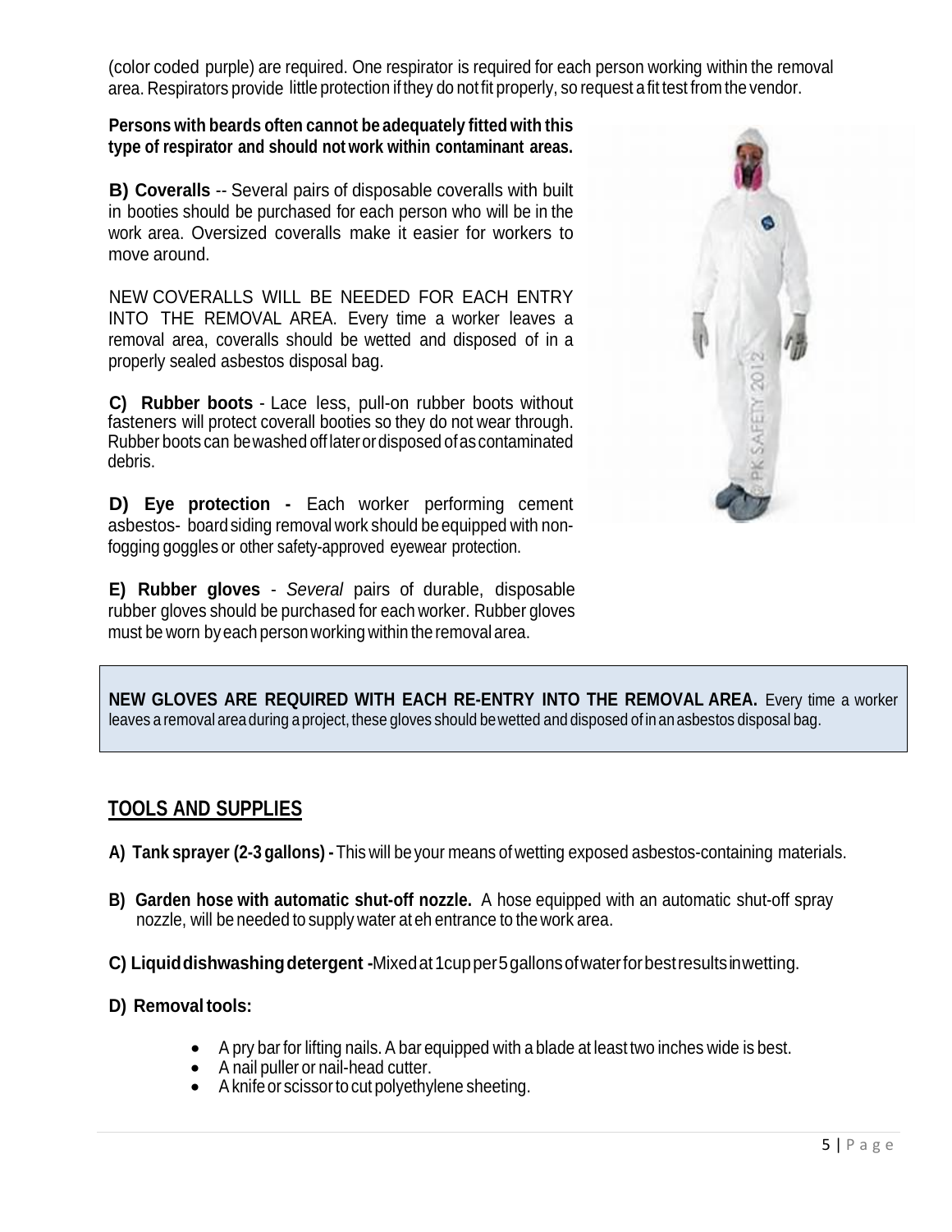(color coded purple) are required. One respirator is required for each person working within the removal area. Respirators provide little protection if they do not fit properly, so request a fit test from the vendor.

**Persons with beards often cannot be adequately fitted with this type of respirator and should not work within contaminant areas.**

**B) Coveralls** -- Several pairs of disposable coveralls with built in booties should be purchased for each person who will be in the work area. Oversized coveralls make it easier for workers to move around.

NEW COVERALLS WILL BE NEEDED FOR EACH ENTRY INTO THE REMOVAL AREA. Every time a worker leaves a removal area, coveralls should be wetted and disposed of in a properly sealed asbestos disposal bag.

**C) Rubber boots** - Lace less, pull-on rubber boots without fasteners will protect coverall booties so they do not wear through. Rubber boots can be washed off later or disposed of as contaminated debris.

**D) Eye protection -** Each worker performing cement asbestos- board siding removal work should be equipped with non-fogging goggles or other safety-approved eyewear protection.

**E) Rubber gloves** - *Several* pairs of durable, disposable rubber gloves should be purchased for each worker. Rubber gloves must be worn by each person working within the removal area.

**NEW GLOVES ARE REQUIRED WITH EACH RE-ENTRY INTO THE REMOVAL AREA.** Every time a worker leaves a removal area during a project, these gloves should be wetted and disposed of in an asbestos disposal bag.

## TOOLS AND SUPPLIES

**A) Tank sprayer (2-3 gallons) -** This will be your means of wetting exposed asbestos-containing materials.

**B) Garden hose with automatic shut-off nozzle.** A hose equipped with an automatic shut-off spray nozzle, will be needed to supply water at eh entrance to the work area.

**C) Liquid dishwashing detergent -** Mixed at 1 cup per 5 gallons of water for best results in wetting.

**D) Removal tools:**

- A pry bar for lifting nails. A bar equipped with a blade at least two inches wide is best.
- A nail puller or nail-head cutter.
- A knife or scissor to cut polyethylene sheeting.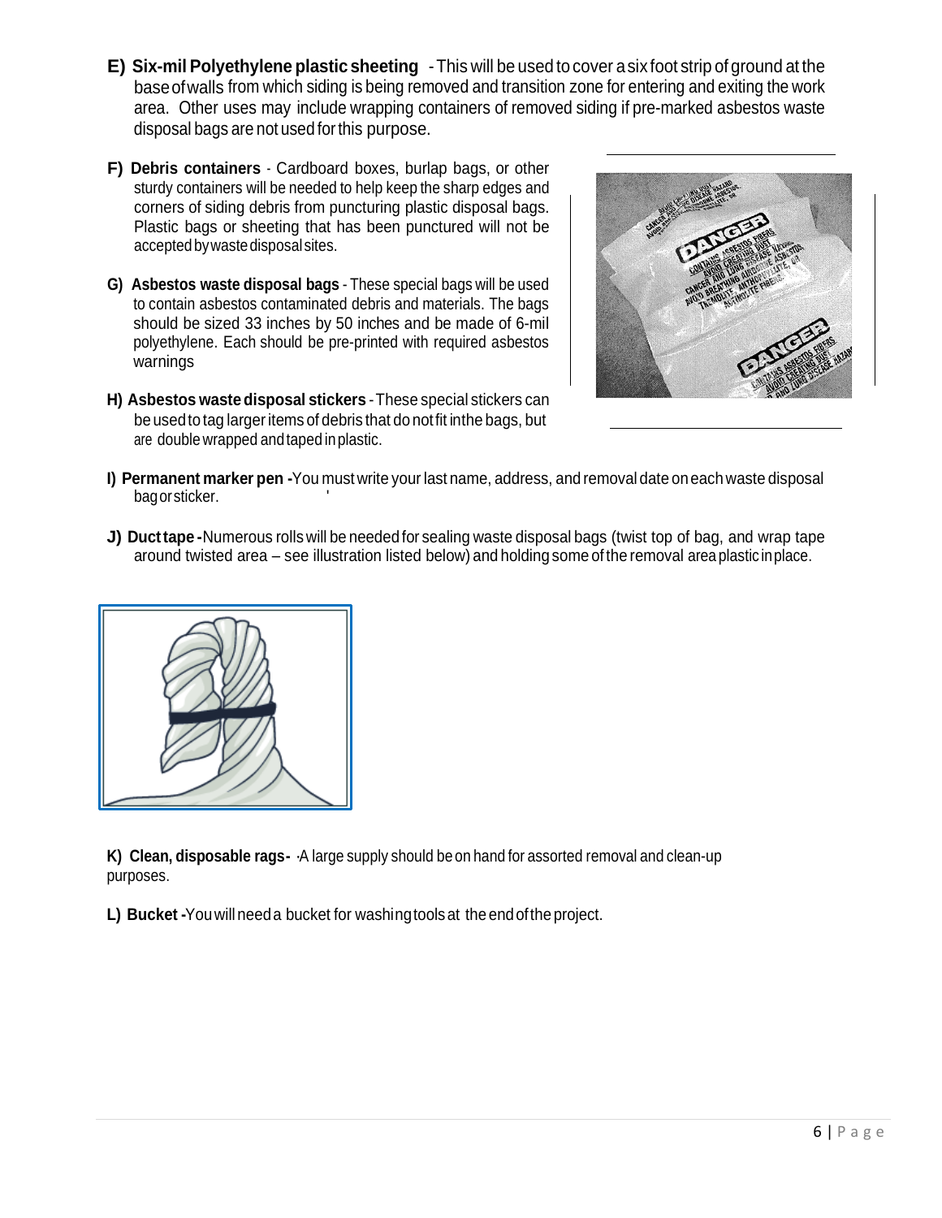**E) Six-mil Polyethylene plastic sheeting** - This will be used to cover a six foot strip of ground at the base of walls from which siding is being removed and transition zone for entering and exiting the work area. Other uses may include wrapping containers of removed siding if pre-marked asbestos waste disposal bags are not used for this purpose.

**F) Debris containers** - Cardboard boxes, burlap bags, or other sturdy containers will be needed to help keep the sharp edges and corners of siding debris from puncturing plastic disposal bags. Plastic bags or sheeting that has been punctured will not be accepted by waste disposal sites.

**G) Asbestos waste disposal bags** - These special bags will be used to contain asbestos contaminated debris and materials. The bags should be sized 33 inches by 50 inches and be made of 6-mil polyethylene. Each should be pre-printed with required asbestos warnings

**H) Asbestos waste disposal stickers** - These special stickers can be used to tag larger items of debris that do not fit in the bags, but are double wrapped and taped in plastic.

**I) Permanent marker pen** - You must write your last name, address, and removal date on each waste disposal bag or sticker.

**J) Duct tape** - Numerous rolls will be needed for sealing waste disposal bags (twist top of bag, and wrap tape around twisted area – see illustration listed below) and holding some of the removal area plastic in place.

**K) Clean, disposable rags-** A large supply should be on hand for assorted removal and clean-up purposes.

**L) Bucket** - You will need a bucket for washing tools at the end of the project.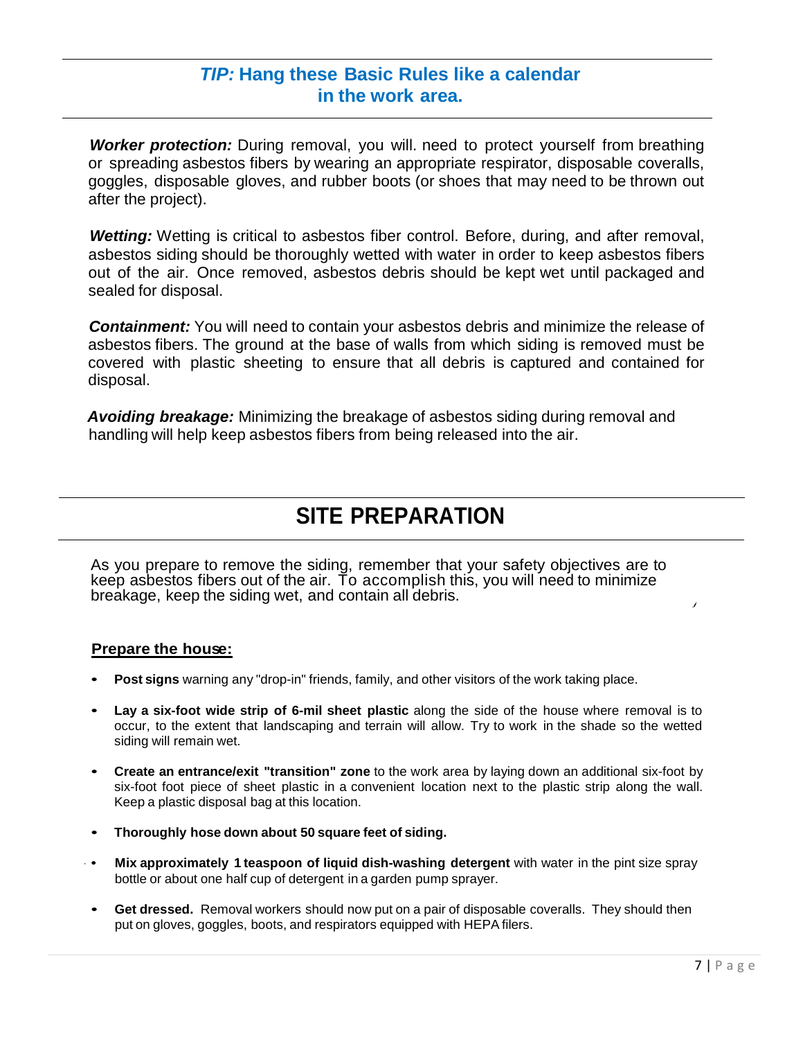***TIP:* Hang these Basic Rules like a calendar in the work area.**

***Worker protection:*** During removal, you will. need to protect yourself from breathing or spreading asbestos fibers by wearing an appropriate respirator, disposable coveralls, goggles, disposable gloves, and rubber boots (or shoes that may need to be thrown out after the project).

***Wetting:*** Wetting is critical to asbestos fiber control. Before, during, and after removal, asbestos siding should be thoroughly wetted with water in order to keep asbestos fibers out of the air. Once removed, asbestos debris should be kept wet until packaged and sealed for disposal.

***Containment:*** You will need to contain your asbestos debris and minimize the release of asbestos fibers. The ground at the base of walls from which siding is removed must be covered with plastic sheeting to ensure that all debris is captured and contained for disposal.

***Avoiding breakage:*** Minimizing the breakage of asbestos siding during removal and handling will help keep asbestos fibers from being released into the air.

# SITE PREPARATION

As you prepare to remove the siding, remember that your safety objectives are to keep asbestos fibers out of the air. To accomplish this, you will need to minimize breakage, keep the siding wet, and contain all debris.

**Prepare the house:**

- **Post signs** warning any "drop-in" friends, family, and other visitors of the work taking place.
- **Lay a six-foot wide strip of 6-mil sheet plastic** along the side of the house where removal is to occur, to the extent that landscaping and terrain will allow. Try to work in the shade so the wetted siding will remain wet.
- **Create an entrance/exit "transition" zone** to the work area by laying down an additional six-foot by six-foot foot piece of sheet plastic in a convenient location next to the plastic strip along the wall. Keep a plastic disposal bag at this location.
- **Thoroughly hose down about 50 square feet of siding.**
- **Mix approximately 1 teaspoon of liquid dish-washing detergent** with water in the pint size spray bottle or about one half cup of detergent in a garden pump sprayer.
- **Get dressed.** Removal workers should now put on a pair of disposable coveralls. They should then put on gloves, goggles, boots, and respirators equipped with HEPA filers.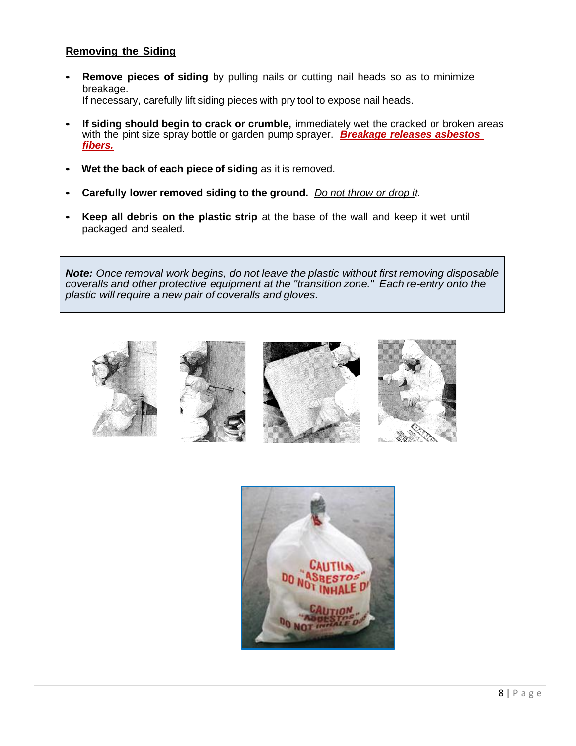## Removing the Siding

- **Remove pieces of siding** by pulling nails or cutting nail heads so as to minimize breakage.
  If necessary, carefully lift siding pieces with pry tool to expose nail heads.

- **If siding should begin to crack or crumble,** immediately wet the cracked or broken areas with the pint size spray bottle or garden pump sprayer. ***Breakage releases asbestos fibers.***

- **Wet the back of each piece of siding** as it is removed.

- **Carefully lower removed siding to the ground.** *Do not throw or drop it.*

- **Keep all debris on the plastic strip** at the base of the wall and keep it wet until packaged and sealed.

> ***Note:*** *Once removal work begins, do not leave the plastic without first removing disposable coveralls and other protective equipment at the "transition zone." Each re-entry onto the plastic will require a new pair of coveralls and gloves.*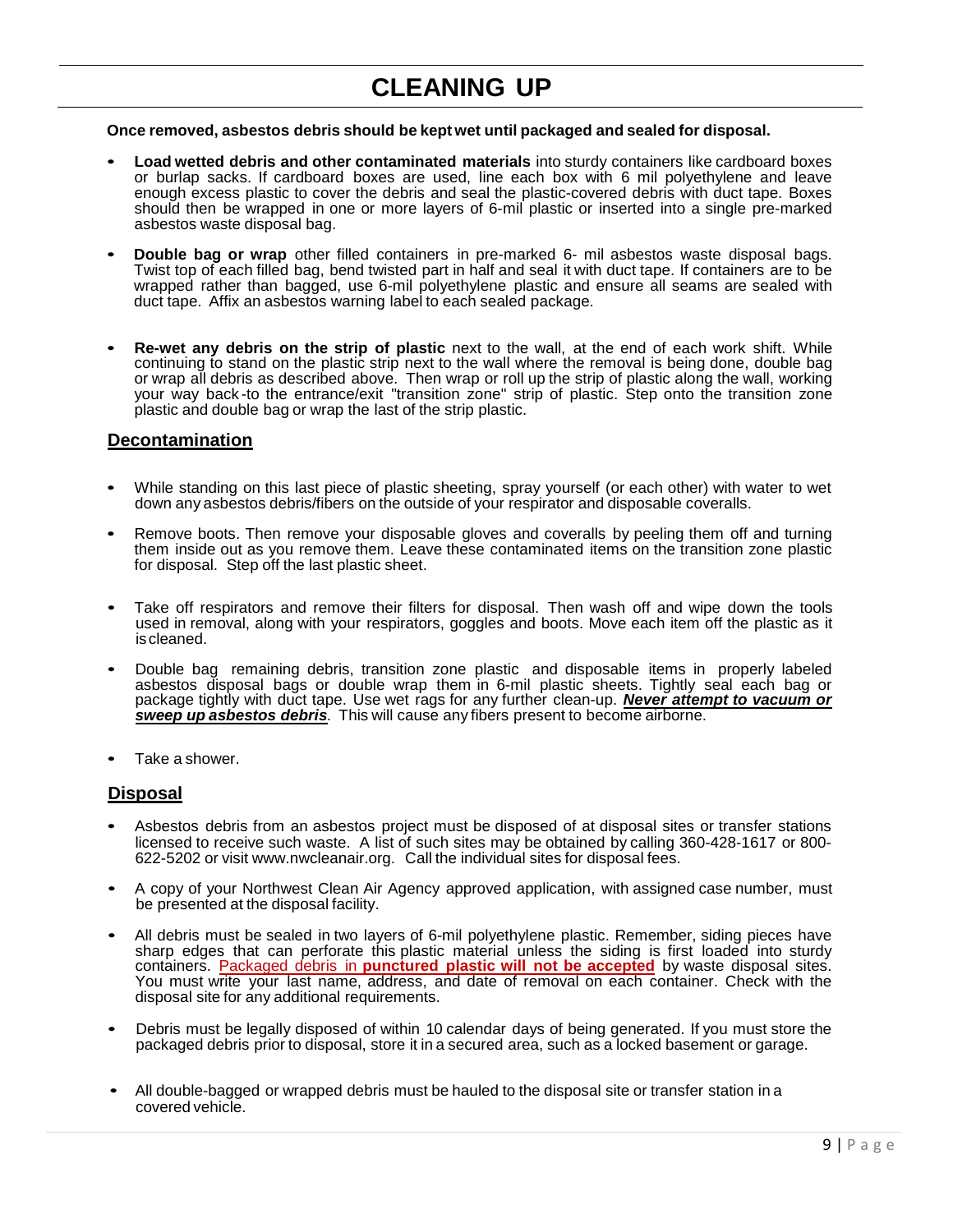# CLEANING UP

**Once removed, asbestos debris should be kept wet until packaged and sealed for disposal.**

- **Load wetted debris and other contaminated materials** into sturdy containers like cardboard boxes or burlap sacks. If cardboard boxes are used, line each box with 6 mil polyethylene and leave enough excess plastic to cover the debris and seal the plastic-covered debris with duct tape. Boxes should then be wrapped in one or more layers of 6-mil plastic or inserted into a single pre-marked asbestos waste disposal bag.
- **Double bag or wrap** other filled containers in pre-marked 6- mil asbestos waste disposal bags. Twist top of each filled bag, bend twisted part in half and seal it with duct tape. If containers are to be wrapped rather than bagged, use 6-mil polyethylene plastic and ensure all seams are sealed with duct tape. Affix an asbestos warning label to each sealed package.
- **Re-wet any debris on the strip of plastic** next to the wall, at the end of each work shift. While continuing to stand on the plastic strip next to the wall where the removal is being done, double bag or wrap all debris as described above. Then wrap or roll up the strip of plastic along the wall, working your way back-to the entrance/exit "transition zone" strip of plastic. Step onto the transition zone plastic and double bag or wrap the last of the strip plastic.

## Decontamination

- While standing on this last piece of plastic sheeting, spray yourself (or each other) with water to wet down any asbestos debris/fibers on the outside of your respirator and disposable coveralls.
- Remove boots. Then remove your disposable gloves and coveralls by peeling them off and turning them inside out as you remove them. Leave these contaminated items on the transition zone plastic for disposal. Step off the last plastic sheet.
- Take off respirators and remove their filters for disposal. Then wash off and wipe down the tools used in removal, along with your respirators, goggles and boots. Move each item off the plastic as it is cleaned.
- Double bag remaining debris, transition zone plastic and disposable items in properly labeled asbestos disposal bags or double wrap them in 6-mil plastic sheets. Tightly seal each bag or package tightly with duct tape. Use wet rags for any further clean-up. ***Never attempt to vacuum or sweep up asbestos debris***. This will cause any fibers present to become airborne.
- Take a shower.

## Disposal

- Asbestos debris from an asbestos project must be disposed of at disposal sites or transfer stations licensed to receive such waste. A list of such sites may be obtained by calling 360-428-1617 or 800-622-5202 or visit www.nwcleanair.org. Call the individual sites for disposal fees.
- A copy of your Northwest Clean Air Agency approved application, with assigned case number, must be presented at the disposal facility.
- All debris must be sealed in two layers of 6-mil polyethylene plastic. Remember, siding pieces have sharp edges that can perforate this plastic material unless the siding is first loaded into sturdy containers. Packaged debris in **punctured plastic will not be accepted** by waste disposal sites. You must write your last name, address, and date of removal on each container. Check with the disposal site for any additional requirements.
- Debris must be legally disposed of within 10 calendar days of being generated. If you must store the packaged debris prior to disposal, store it in a secured area, such as a locked basement or garage.
- All double-bagged or wrapped debris must be hauled to the disposal site or transfer station in a covered vehicle.